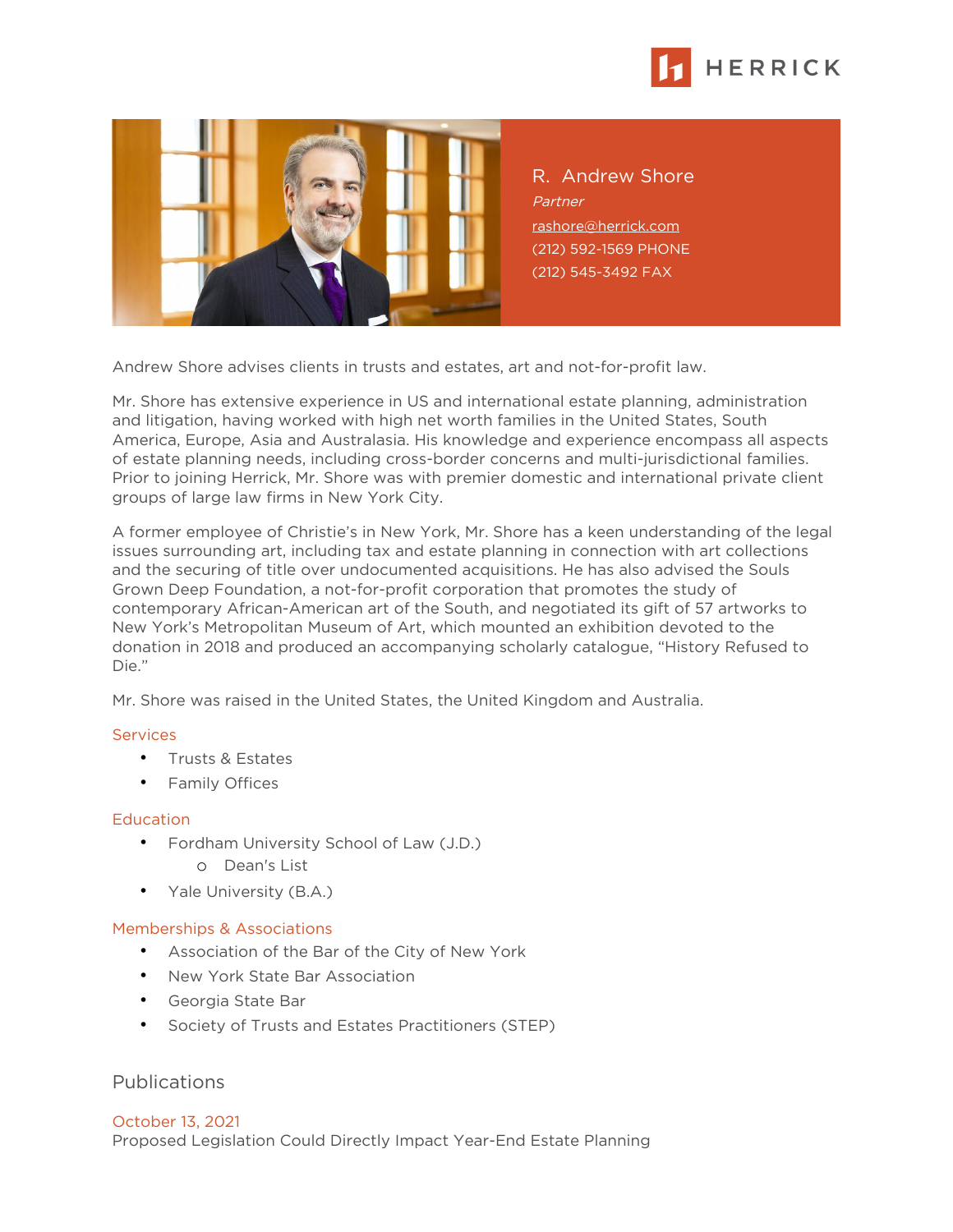# R. Andrew Shore

*Partner*

rashore@herrick.com

(212) 592-1569 PHONE

(212) 545-3492 FAX

Andrew Shore advises clients in trusts and estates, art and not-for-profit law.

Mr. Shore has extensive experience in US and international estate planning, administration and litigation, having worked with high net worth families in the United States, South America, Europe, Asia and Australasia. His knowledge and experience encompass all aspects of estate planning needs, including cross-border concerns and multi-jurisdictional families. Prior to joining Herrick, Mr. Shore was with premier domestic and international private client groups of large law firms in New York City.

A former employee of Christie's in New York, Mr. Shore has a keen understanding of the legal issues surrounding art, including tax and estate planning in connection with art collections and the securing of title over undocumented acquisitions. He has also advised the Souls Grown Deep Foundation, a not-for-profit corporation that promotes the study of contemporary African-American art of the South, and negotiated its gift of 57 artworks to New York's Metropolitan Museum of Art, which mounted an exhibition devoted to the donation in 2018 and produced an accompanying scholarly catalogue, "History Refused to Die."

Mr. Shore was raised in the United States, the United Kingdom and Australia.

### Services

- Trusts & Estates
- Family Offices

### Education

- Fordham University School of Law (J.D.)
    - Dean's List
- Yale University (B.A.)

### Memberships & Associations

- Association of the Bar of the City of New York
- New York State Bar Association
- Georgia State Bar
- Society of Trusts and Estates Practitioners (STEP)

## Publications

October 13, 2021
Proposed Legislation Could Directly Impact Year-End Estate Planning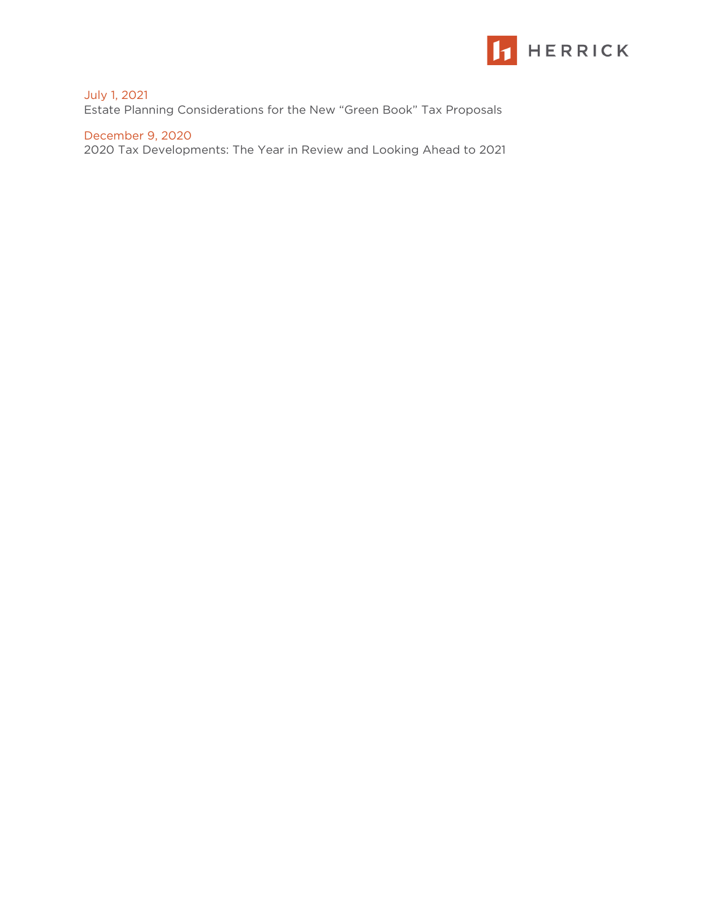July 1, 2021
Estate Planning Considerations for the New "Green Book" Tax Proposals

December 9, 2020
2020 Tax Developments: The Year in Review and Looking Ahead to 2021